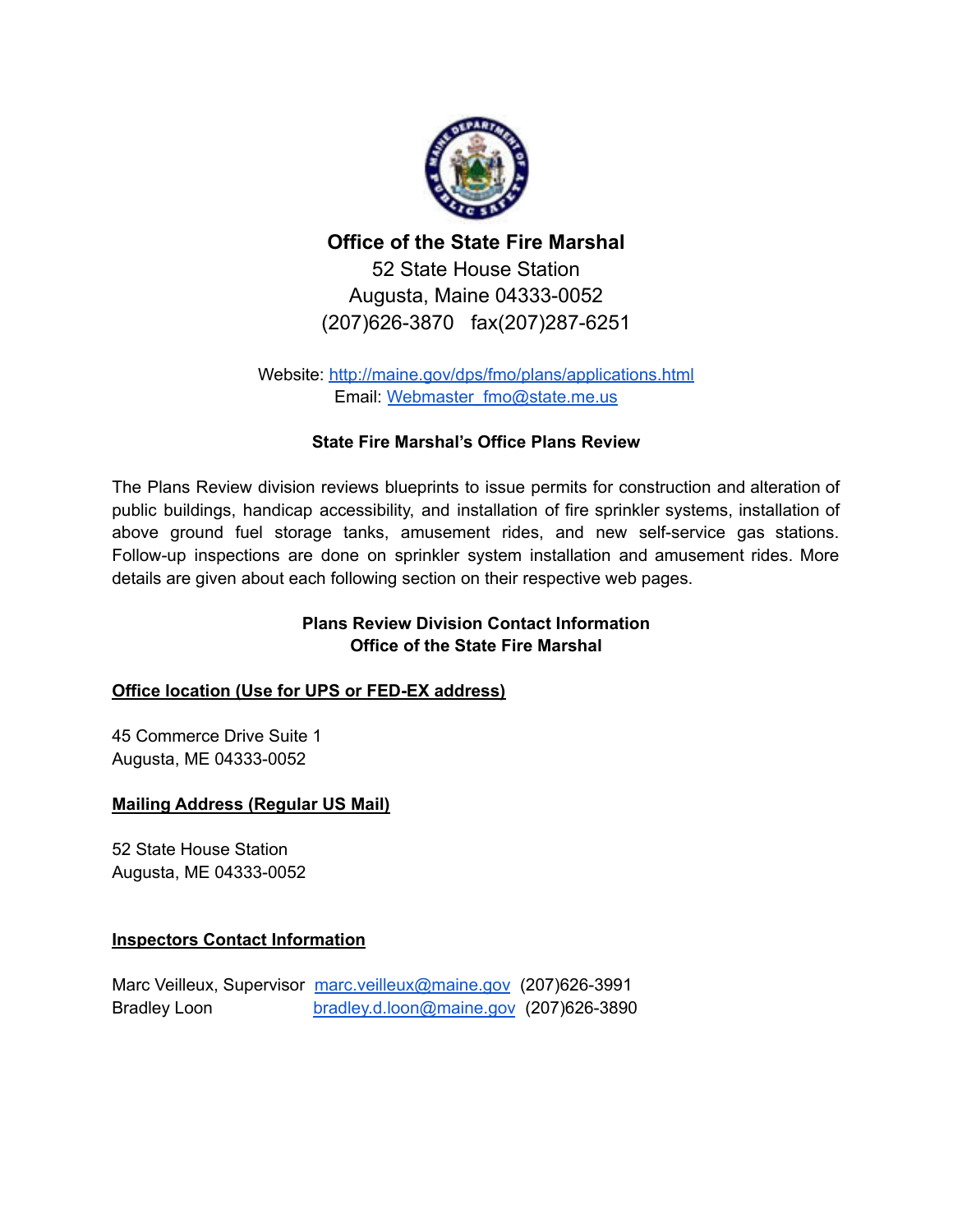# Office of the State Fire Marshal

52 State House Station
Augusta, Maine 04333-0052
(207)626-3870 fax(207)287-6251

Website: http://maine.gov/dps/fmo/plans/applications.html
Email: Webmaster_fmo@state.me.us

## State Fire Marshal's Office Plans Review

The Plans Review division reviews blueprints to issue permits for construction and alteration of public buildings, handicap accessibility, and installation of fire sprinkler systems, installation of above ground fuel storage tanks, amusement rides, and new self-service gas stations. Follow-up inspections are done on sprinkler system installation and amusement rides. More details are given about each following section on their respective web pages.

## Plans Review Division Contact Information
## Office of the State Fire Marshal

**Office location (Use for UPS or FED-EX address)**

45 Commerce Drive Suite 1
Augusta, ME 04333-0052

**Mailing Address (Regular US Mail)**

52 State House Station
Augusta, ME 04333-0052

**Inspectors Contact Information**

Marc Veilleux, Supervisor marc.veilleux@maine.gov (207)626-3991
Bradley Loon bradley.d.loon@maine.gov (207)626-3890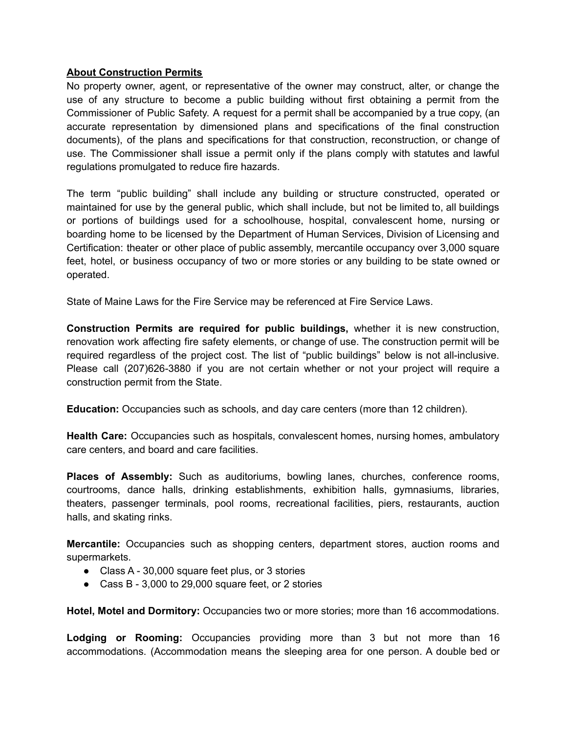## **About Construction Permits**

No property owner, agent, or representative of the owner may construct, alter, or change the use of any structure to become a public building without first obtaining a permit from the Commissioner of Public Safety. A request for a permit shall be accompanied by a true copy, (an accurate representation by dimensioned plans and specifications of the final construction documents), of the plans and specifications for that construction, reconstruction, or change of use. The Commissioner shall issue a permit only if the plans comply with statutes and lawful regulations promulgated to reduce fire hazards.

The term "public building" shall include any building or structure constructed, operated or maintained for use by the general public, which shall include, but not be limited to, all buildings or portions of buildings used for a schoolhouse, hospital, convalescent home, nursing or boarding home to be licensed by the Department of Human Services, Division of Licensing and Certification: theater or other place of public assembly, mercantile occupancy over 3,000 square feet, hotel, or business occupancy of two or more stories or any building to be state owned or operated.

State of Maine Laws for the Fire Service may be referenced at Fire Service Laws.

**Construction Permits are required for public buildings,** whether it is new construction, renovation work affecting fire safety elements, or change of use. The construction permit will be required regardless of the project cost. The list of "public buildings" below is not all-inclusive. Please call (207)626-3880 if you are not certain whether or not your project will require a construction permit from the State.

**Education:** Occupancies such as schools, and day care centers (more than 12 children).

**Health Care:** Occupancies such as hospitals, convalescent homes, nursing homes, ambulatory care centers, and board and care facilities.

**Places of Assembly:** Such as auditoriums, bowling lanes, churches, conference rooms, courtrooms, dance halls, drinking establishments, exhibition halls, gymnasiums, libraries, theaters, passenger terminals, pool rooms, recreational facilities, piers, restaurants, auction halls, and skating rinks.

**Mercantile:** Occupancies such as shopping centers, department stores, auction rooms and supermarkets.

- Class A - 30,000 square feet plus, or 3 stories
- Cass B - 3,000 to 29,000 square feet, or 2 stories

**Hotel, Motel and Dormitory:** Occupancies two or more stories; more than 16 accommodations.

**Lodging or Rooming:** Occupancies providing more than 3 but not more than 16 accommodations. (Accommodation means the sleeping area for one person. A double bed or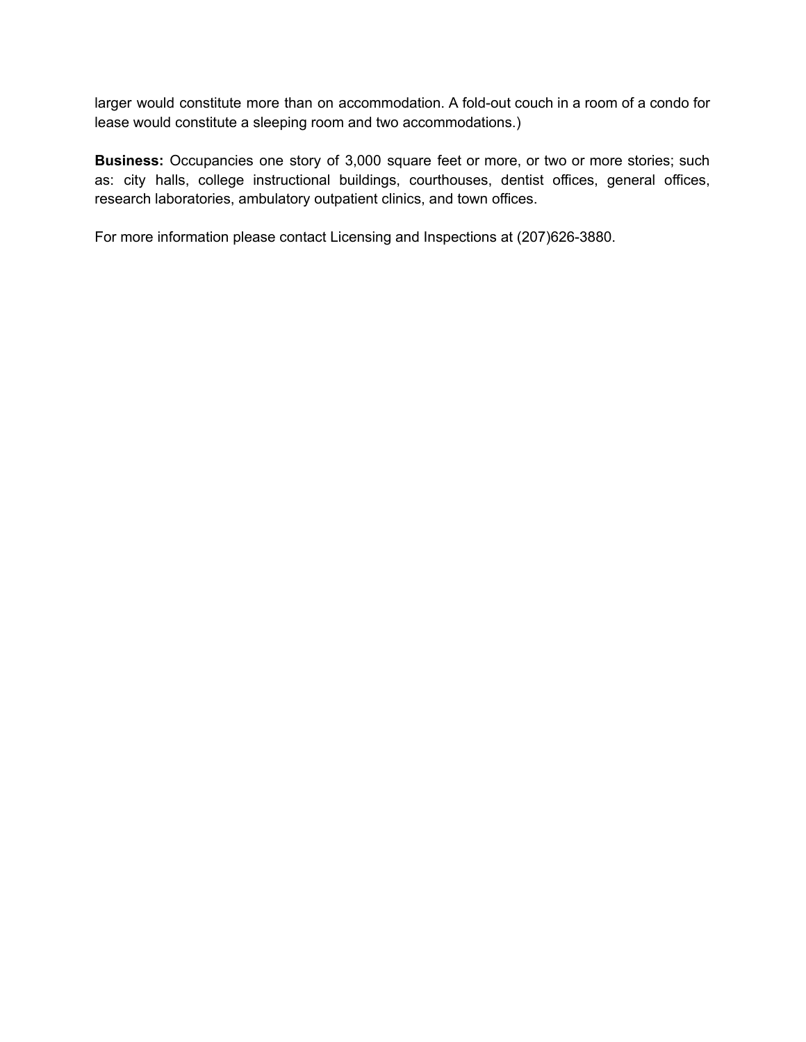larger would constitute more than on accommodation. A fold-out couch in a room of a condo for lease would constitute a sleeping room and two accommodations.)

**Business:** Occupancies one story of 3,000 square feet or more, or two or more stories; such as: city halls, college instructional buildings, courthouses, dentist offices, general offices, research laboratories, ambulatory outpatient clinics, and town offices.

For more information please contact Licensing and Inspections at (207)626-3880.